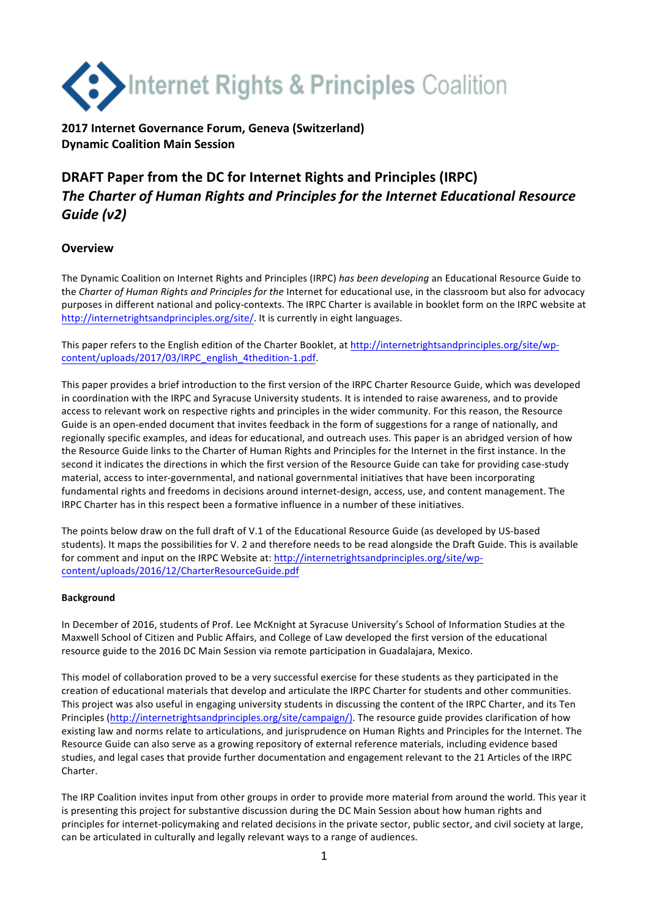# Internet Rights & Principles Coalition

**2017 Internet Governance Forum, Geneva (Switzerland)**
**Dynamic Coalition Main Session**

## DRAFT Paper from the DC for Internet Rights and Principles (IRPC)
## *The Charter of Human Rights and Principles for the Internet Educational Resource Guide (v2)*

### Overview

The Dynamic Coalition on Internet Rights and Principles (IRPC) *has been developing* an Educational Resource Guide to the *Charter of Human Rights and Principles for the* Internet for educational use, in the classroom but also for advocacy purposes in different national and policy-contexts. The IRPC Charter is available in booklet form on the IRPC website at http://internetrightsandprinciples.org/site/. It is currently in eight languages.

This paper refers to the English edition of the Charter Booklet, at http://internetrightsandprinciples.org/site/wp-content/uploads/2017/03/IRPC_english_4thedition-1.pdf.

This paper provides a brief introduction to the first version of the IRPC Charter Resource Guide, which was developed in coordination with the IRPC and Syracuse University students. It is intended to raise awareness, and to provide access to relevant work on respective rights and principles in the wider community. For this reason, the Resource Guide is an open-ended document that invites feedback in the form of suggestions for a range of nationally, and regionally specific examples, and ideas for educational, and outreach uses. This paper is an abridged version of how the Resource Guide links to the Charter of Human Rights and Principles for the Internet in the first instance. In the second it indicates the directions in which the first version of the Resource Guide can take for providing case-study material, access to inter-governmental, and national governmental initiatives that have been incorporating fundamental rights and freedoms in decisions around internet-design, access, use, and content management. The IRPC Charter has in this respect been a formative influence in a number of these initiatives.

The points below draw on the full draft of V.1 of the Educational Resource Guide (as developed by US-based students). It maps the possibilities for V. 2 and therefore needs to be read alongside the Draft Guide. This is available for comment and input on the IRPC Website at: http://internetrightsandprinciples.org/site/wp-content/uploads/2016/12/CharterResourceGuide.pdf

#### Background

In December of 2016, students of Prof. Lee McKnight at Syracuse University's School of Information Studies at the Maxwell School of Citizen and Public Affairs, and College of Law developed the first version of the educational resource guide to the 2016 DC Main Session via remote participation in Guadalajara, Mexico.

This model of collaboration proved to be a very successful exercise for these students as they participated in the creation of educational materials that develop and articulate the IRPC Charter for students and other communities. This project was also useful in engaging university students in discussing the content of the IRPC Charter, and its Ten Principles (http://internetrightsandprinciples.org/site/campaign/). The resource guide provides clarification of how existing law and norms relate to articulations, and jurisprudence on Human Rights and Principles for the Internet. The Resource Guide can also serve as a growing repository of external reference materials, including evidence based studies, and legal cases that provide further documentation and engagement relevant to the 21 Articles of the IRPC Charter.

The IRP Coalition invites input from other groups in order to provide more material from around the world. This year it is presenting this project for substantive discussion during the DC Main Session about how human rights and principles for internet-policymaking and related decisions in the private sector, public sector, and civil society at large, can be articulated in culturally and legally relevant ways to a range of audiences.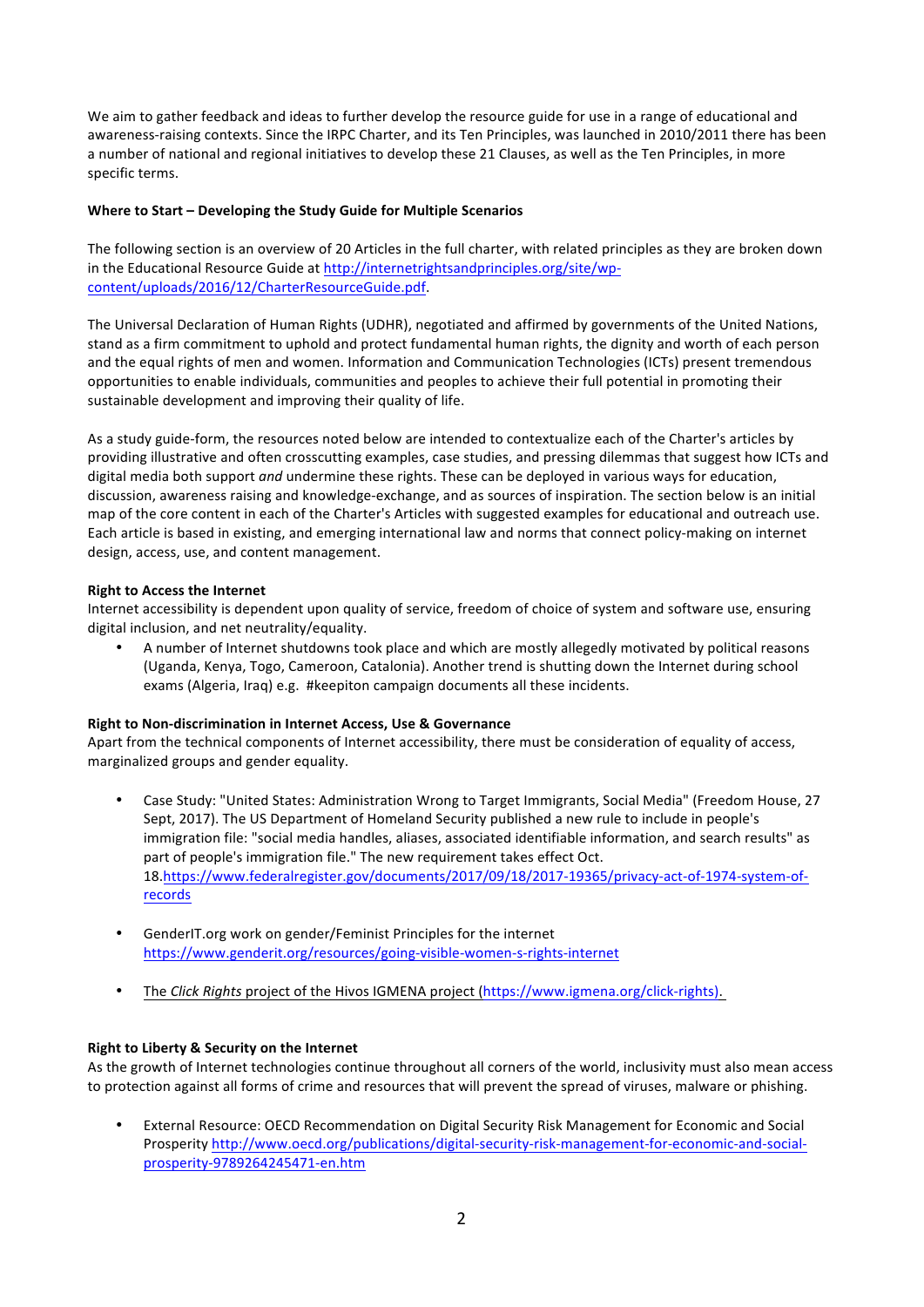We aim to gather feedback and ideas to further develop the resource guide for use in a range of educational and awareness-raising contexts. Since the IRPC Charter, and its Ten Principles, was launched in 2010/2011 there has been a number of national and regional initiatives to develop these 21 Clauses, as well as the Ten Principles, in more specific terms.

**Where to Start – Developing the Study Guide for Multiple Scenarios**

The following section is an overview of 20 Articles in the full charter, with related principles as they are broken down in the Educational Resource Guide at http://internetrightsandprinciples.org/site/wp-content/uploads/2016/12/CharterResourceGuide.pdf.

The Universal Declaration of Human Rights (UDHR), negotiated and affirmed by governments of the United Nations, stand as a firm commitment to uphold and protect fundamental human rights, the dignity and worth of each person and the equal rights of men and women. Information and Communication Technologies (ICTs) present tremendous opportunities to enable individuals, communities and peoples to achieve their full potential in promoting their sustainable development and improving their quality of life.

As a study guide-form, the resources noted below are intended to contextualize each of the Charter's articles by providing illustrative and often crosscutting examples, case studies, and pressing dilemmas that suggest how ICTs and digital media both support *and* undermine these rights. These can be deployed in various ways for education, discussion, awareness raising and knowledge-exchange, and as sources of inspiration. The section below is an initial map of the core content in each of the Charter's Articles with suggested examples for educational and outreach use. Each article is based in existing, and emerging international law and norms that connect policy-making on internet design, access, use, and content management.

**Right to Access the Internet**
Internet accessibility is dependent upon quality of service, freedom of choice of system and software use, ensuring digital inclusion, and net neutrality/equality.

- A number of Internet shutdowns took place and which are mostly allegedly motivated by political reasons (Uganda, Kenya, Togo, Cameroon, Catalonia). Another trend is shutting down the Internet during school exams (Algeria, Iraq) e.g. #keepiton campaign documents all these incidents.

**Right to Non-discrimination in Internet Access, Use & Governance**
Apart from the technical components of Internet accessibility, there must be consideration of equality of access, marginalized groups and gender equality.

- Case Study: "United States: Administration Wrong to Target Immigrants, Social Media" (Freedom House, 27 Sept, 2017). The US Department of Homeland Security published a new rule to include in people's immigration file: "social media handles, aliases, associated identifiable information, and search results" as part of people's immigration file." The new requirement takes effect Oct. 18.https://www.federalregister.gov/documents/2017/09/18/2017-19365/privacy-act-of-1974-system-of-records

- GenderIT.org work on gender/Feminist Principles for the internet https://www.genderit.org/resources/going-visible-women-s-rights-internet

- The *Click Rights* project of the Hivos IGMENA project (https://www.igmena.org/click-rights).

**Right to Liberty & Security on the Internet**
As the growth of Internet technologies continue throughout all corners of the world, inclusivity must also mean access to protection against all forms of crime and resources that will prevent the spread of viruses, malware or phishing.

- External Resource: OECD Recommendation on Digital Security Risk Management for Economic and Social Prosperity http://www.oecd.org/publications/digital-security-risk-management-for-economic-and-social-prosperity-9789264245471-en.htm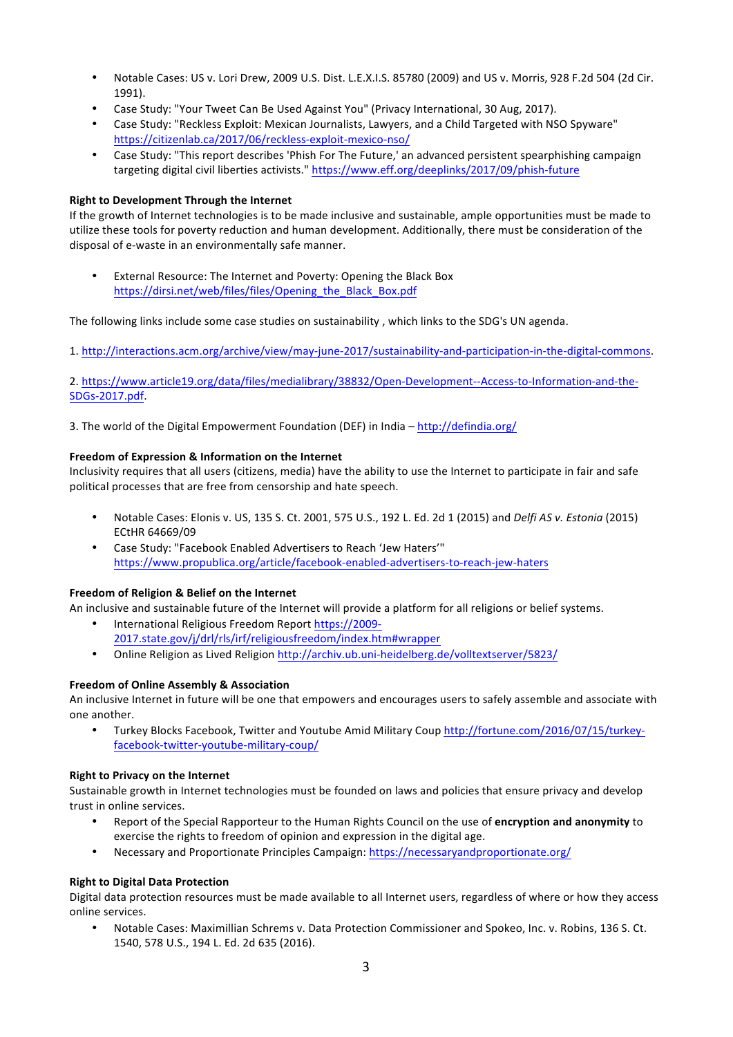- Notable Cases: US v. Lori Drew, 2009 U.S. Dist. L.E.X.I.S. 85780 (2009) and US v. Morris, 928 F.2d 504 (2d Cir. 1991).
- Case Study: "Your Tweet Can Be Used Against You" (Privacy International, 30 Aug, 2017).
- Case Study: "Reckless Exploit: Mexican Journalists, Lawyers, and a Child Targeted with NSO Spyware" https://citizenlab.ca/2017/06/reckless-exploit-mexico-nso/
- Case Study: "This report describes 'Phish For The Future,' an advanced persistent spearphishing campaign targeting digital civil liberties activists." https://www.eff.org/deeplinks/2017/09/phish-future

**Right to Development Through the Internet**
If the growth of Internet technologies is to be made inclusive and sustainable, ample opportunities must be made to utilize these tools for poverty reduction and human development. Additionally, there must be consideration of the disposal of e-waste in an environmentally safe manner.

- External Resource: The Internet and Poverty: Opening the Black Box https://dirsi.net/web/files/files/Opening_the_Black_Box.pdf

The following links include some case studies on sustainability , which links to the SDG's UN agenda.

1. http://interactions.acm.org/archive/view/may-june-2017/sustainability-and-participation-in-the-digital-commons.

2. https://www.article19.org/data/files/medialibrary/38832/Open-Development--Access-to-Information-and-the-SDGs-2017.pdf.

3. The world of the Digital Empowerment Foundation (DEF) in India – http://defindia.org/

**Freedom of Expression & Information on the Internet**
Inclusivity requires that all users (citizens, media) have the ability to use the Internet to participate in fair and safe political processes that are free from censorship and hate speech.

- Notable Cases: Elonis v. US, 135 S. Ct. 2001, 575 U.S., 192 L. Ed. 2d 1 (2015) and *Delfi AS v. Estonia* (2015) ECtHR 64669/09
- Case Study: "Facebook Enabled Advertisers to Reach 'Jew Haters'" https://www.propublica.org/article/facebook-enabled-advertisers-to-reach-jew-haters

**Freedom of Religion & Belief on the Internet**
An inclusive and sustainable future of the Internet will provide a platform for all religions or belief systems.

- International Religious Freedom Report https://2009-2017.state.gov/j/drl/rls/irf/religiousfreedom/index.htm#wrapper
- Online Religion as Lived Religion http://archiv.ub.uni-heidelberg.de/volltextserver/5823/

**Freedom of Online Assembly & Association**
An inclusive Internet in future will be one that empowers and encourages users to safely assemble and associate with one another.

- Turkey Blocks Facebook, Twitter and Youtube Amid Military Coup http://fortune.com/2016/07/15/turkey-facebook-twitter-youtube-military-coup/

**Right to Privacy on the Internet**
Sustainable growth in Internet technologies must be founded on laws and policies that ensure privacy and develop trust in online services.

- Report of the Special Rapporteur to the Human Rights Council on the use of **encryption and anonymity** to exercise the rights to freedom of opinion and expression in the digital age.
- Necessary and Proportionate Principles Campaign: https://necessaryandproportionate.org/

**Right to Digital Data Protection**
Digital data protection resources must be made available to all Internet users, regardless of where or how they access online services.

- Notable Cases: Maximillian Schrems v. Data Protection Commissioner and Spokeo, Inc. v. Robins, 136 S. Ct. 1540, 578 U.S., 194 L. Ed. 2d 635 (2016).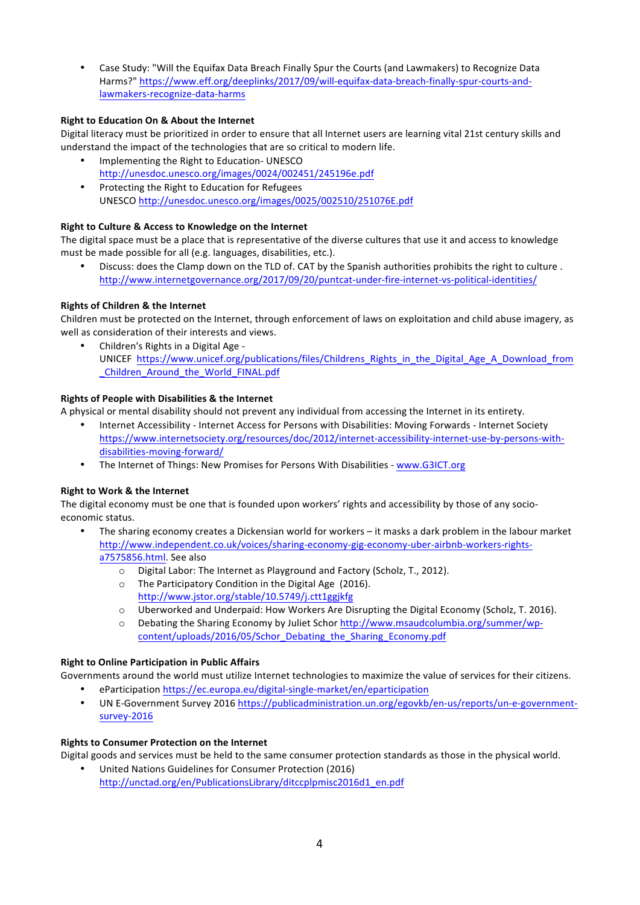- Case Study: "Will the Equifax Data Breach Finally Spur the Courts (and Lawmakers) to Recognize Data Harms?" https://www.eff.org/deeplinks/2017/09/will-equifax-data-breach-finally-spur-courts-and-lawmakers-recognize-data-harms

**Right to Education On & About the Internet**

Digital literacy must be prioritized in order to ensure that all Internet users are learning vital 21st century skills and understand the impact of the technologies that are so critical to modern life.

- Implementing the Right to Education- UNESCO http://unesdoc.unesco.org/images/0024/002451/245196e.pdf
- Protecting the Right to Education for Refugees UNESCO http://unesdoc.unesco.org/images/0025/002510/251076E.pdf

**Right to Culture & Access to Knowledge on the Internet**

The digital space must be a place that is representative of the diverse cultures that use it and access to knowledge must be made possible for all (e.g. languages, disabilities, etc.).

- Discuss: does the Clamp down on the TLD of. CAT by the Spanish authorities prohibits the right to culture . http://www.internetgovernance.org/2017/09/20/puntcat-under-fire-internet-vs-political-identities/

**Rights of Children & the Internet**

Children must be protected on the Internet, through enforcement of laws on exploitation and child abuse imagery, as well as consideration of their interests and views.

- Children's Rights in a Digital Age - UNICEF https://www.unicef.org/publications/files/Childrens_Rights_in_the_Digital_Age_A_Download_from_Children_Around_the_World_FINAL.pdf

**Rights of People with Disabilities & the Internet**

A physical or mental disability should not prevent any individual from accessing the Internet in its entirety.

- Internet Accessibility - Internet Access for Persons with Disabilities: Moving Forwards - Internet Society https://www.internetsociety.org/resources/doc/2012/internet-accessibility-internet-use-by-persons-with-disabilities-moving-forward/
- The Internet of Things: New Promises for Persons With Disabilities - www.G3ICT.org

**Right to Work & the Internet**

The digital economy must be one that is founded upon workers' rights and accessibility by those of any socio-economic status.

- The sharing economy creates a Dickensian world for workers – it masks a dark problem in the labour market http://www.independent.co.uk/voices/sharing-economy-gig-economy-uber-airbnb-workers-rights-a7575856.html. See also
  - Digital Labor: The Internet as Playground and Factory (Scholz, T., 2012).
  - The Participatory Condition in the Digital Age (2016). http://www.jstor.org/stable/10.5749/j.ctt1ggjkfg
  - Uberworked and Underpaid: How Workers Are Disrupting the Digital Economy (Scholz, T. 2016).
  - Debating the Sharing Economy by Juliet Schor http://www.msaudcolumbia.org/summer/wp-content/uploads/2016/05/Schor_Debating_the_Sharing_Economy.pdf

**Right to Online Participation in Public Affairs**

Governments around the world must utilize Internet technologies to maximize the value of services for their citizens.

- eParticipation https://ec.europa.eu/digital-single-market/en/eparticipation
- UN E-Government Survey 2016 https://publicadministration.un.org/egovkb/en-us/reports/un-e-government-survey-2016

**Rights to Consumer Protection on the Internet**

Digital goods and services must be held to the same consumer protection standards as those in the physical world.

- United Nations Guidelines for Consumer Protection (2016) http://unctad.org/en/PublicationsLibrary/ditccplpmisc2016d1_en.pdf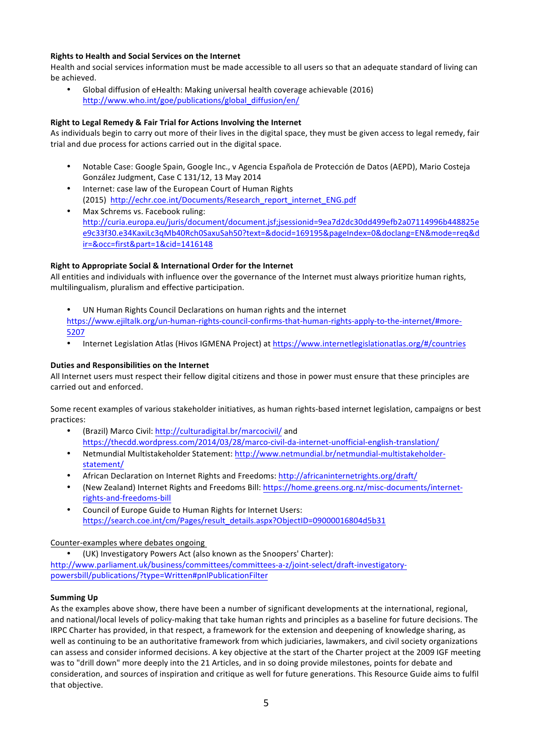**Rights to Health and Social Services on the Internet**
Health and social services information must be made accessible to all users so that an adequate standard of living can be achieved.

- Global diffusion of eHealth: Making universal health coverage achievable (2016) http://www.who.int/goe/publications/global_diffusion/en/

**Right to Legal Remedy & Fair Trial for Actions Involving the Internet**
As individuals begin to carry out more of their lives in the digital space, they must be given access to legal remedy, fair trial and due process for actions carried out in the digital space.

- Notable Case: Google Spain, Google Inc., v Agencia Española de Protección de Datos (AEPD), Mario Costeja González Judgment, Case C 131/12, 13 May 2014
- Internet: case law of the European Court of Human Rights (2015) http://echr.coe.int/Documents/Research_report_internet_ENG.pdf
- Max Schrems vs. Facebook ruling: http://curia.europa.eu/juris/document/document.jsf;jsessionid=9ea7d2dc30dd499efb2a07114996b448825ee9c33f30.e34KaxiLc3qMb40Rch0SaxuSah50?text=&docid=169195&pageIndex=0&doclang=EN&mode=req&dir=&occ=first&part=1&cid=1416148

**Right to Appropriate Social & International Order for the Internet**
All entities and individuals with influence over the governance of the Internet must always prioritize human rights, multilingualism, pluralism and effective participation.

- UN Human Rights Council Declarations on human rights and the internet https://www.ejiltalk.org/un-human-rights-council-confirms-that-human-rights-apply-to-the-internet/#more-5207
- Internet Legislation Atlas (Hivos IGMENA Project) at https://www.internetlegislationatlas.org/#/countries

**Duties and Responsibilities on the Internet**
All Internet users must respect their fellow digital citizens and those in power must ensure that these principles are carried out and enforced.

Some recent examples of various stakeholder initiatives, as human rights-based internet legislation, campaigns or best practices:

- (Brazil) Marco Civil: http://culturadigital.br/marcocivil/ and https://thecdd.wordpress.com/2014/03/28/marco-civil-da-internet-unofficial-english-translation/
- Netmundial Multistakeholder Statement: http://www.netmundial.br/netmundial-multistakeholder-statement/
- African Declaration on Internet Rights and Freedoms: http://africaninternetrights.org/draft/
- (New Zealand) Internet Rights and Freedoms Bill: https://home.greens.org.nz/misc-documents/internet-rights-and-freedoms-bill
- Council of Europe Guide to Human Rights for Internet Users: https://search.coe.int/cm/Pages/result_details.aspx?ObjectID=09000016804d5b31

Counter-examples where debates ongoing

- (UK) Investigatory Powers Act (also known as the Snoopers' Charter): http://www.parliament.uk/business/committees/committees-a-z/joint-select/draft-investigatory-powersbill/publications/?type=Written#pnlPublicationFilter

**Summing Up**
As the examples above show, there have been a number of significant developments at the international, regional, and national/local levels of policy-making that take human rights and principles as a baseline for future decisions. The IRPC Charter has provided, in that respect, a framework for the extension and deepening of knowledge sharing, as well as continuing to be an authoritative framework from which judiciaries, lawmakers, and civil society organizations can assess and consider informed decisions. A key objective at the start of the Charter project at the 2009 IGF meeting was to "drill down" more deeply into the 21 Articles, and in so doing provide milestones, points for debate and consideration, and sources of inspiration and critique as well for future generations. This Resource Guide aims to fulfil that objective.